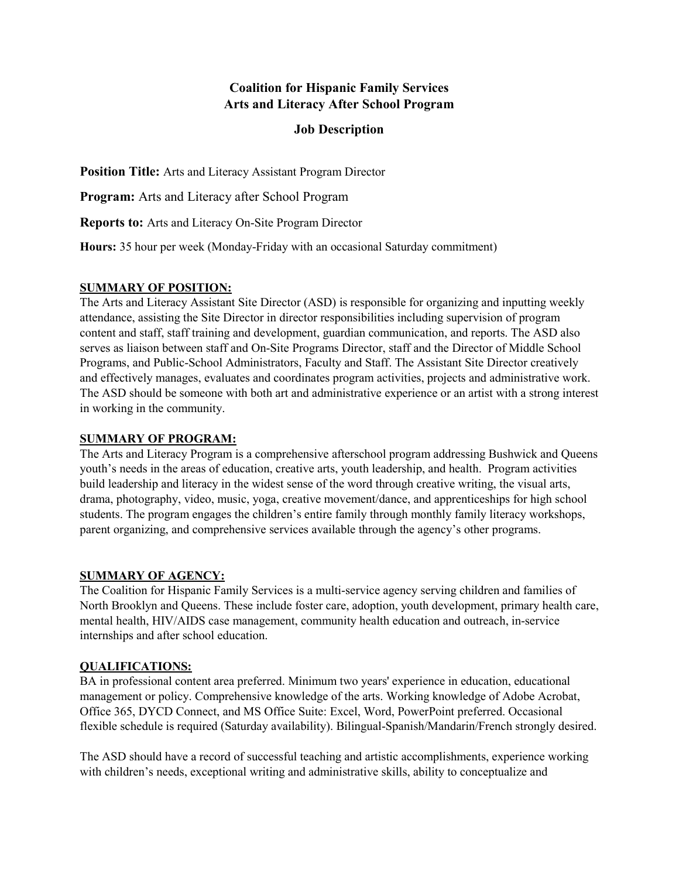# Coalition for Hispanic Family Services
## Arts and Literacy After School Program

### Job Description

**Position Title:** Arts and Literacy Assistant Program Director

**Program:** Arts and Literacy after School Program

**Reports to:** Arts and Literacy On-Site Program Director

**Hours:** 35 hour per week (Monday-Friday with an occasional Saturday commitment)

**SUMMARY OF POSITION:**

The Arts and Literacy Assistant Site Director (ASD) is responsible for organizing and inputting weekly attendance, assisting the Site Director in director responsibilities including supervision of program content and staff, staff training and development, guardian communication, and reports. The ASD also serves as liaison between staff and On-Site Programs Director, staff and the Director of Middle School Programs, and Public-School Administrators, Faculty and Staff. The Assistant Site Director creatively and effectively manages, evaluates and coordinates program activities, projects and administrative work. The ASD should be someone with both art and administrative experience or an artist with a strong interest in working in the community.

**SUMMARY OF PROGRAM:**

The Arts and Literacy Program is a comprehensive afterschool program addressing Bushwick and Queens youth's needs in the areas of education, creative arts, youth leadership, and health. Program activities build leadership and literacy in the widest sense of the word through creative writing, the visual arts, drama, photography, video, music, yoga, creative movement/dance, and apprenticeships for high school students. The program engages the children's entire family through monthly family literacy workshops, parent organizing, and comprehensive services available through the agency's other programs.

**SUMMARY OF AGENCY:**

The Coalition for Hispanic Family Services is a multi-service agency serving children and families of North Brooklyn and Queens. These include foster care, adoption, youth development, primary health care, mental health, HIV/AIDS case management, community health education and outreach, in-service internships and after school education.

**QUALIFICATIONS:**

BA in professional content area preferred. Minimum two years' experience in education, educational management or policy. Comprehensive knowledge of the arts. Working knowledge of Adobe Acrobat, Office 365, DYCD Connect, and MS Office Suite: Excel, Word, PowerPoint preferred. Occasional flexible schedule is required (Saturday availability). Bilingual-Spanish/Mandarin/French strongly desired.

The ASD should have a record of successful teaching and artistic accomplishments, experience working with children's needs, exceptional writing and administrative skills, ability to conceptualize and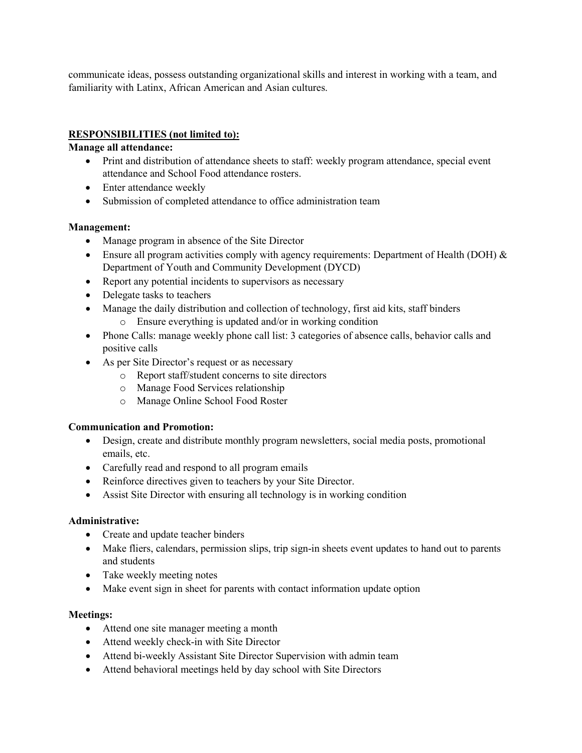communicate ideas, possess outstanding organizational skills and interest in working with a team, and familiarity with Latinx, African American and Asian cultures.

**RESPONSIBILITIES (not limited to):**

**Manage all attendance:**

- Print and distribution of attendance sheets to staff: weekly program attendance, special event attendance and School Food attendance rosters.
- Enter attendance weekly
- Submission of completed attendance to office administration team

**Management:**

- Manage program in absence of the Site Director
- Ensure all program activities comply with agency requirements: Department of Health (DOH) & Department of Youth and Community Development (DYCD)
- Report any potential incidents to supervisors as necessary
- Delegate tasks to teachers
- Manage the daily distribution and collection of technology, first aid kits, staff binders
  - Ensure everything is updated and/or in working condition
- Phone Calls: manage weekly phone call list: 3 categories of absence calls, behavior calls and positive calls
- As per Site Director's request or as necessary
  - Report staff/student concerns to site directors
  - Manage Food Services relationship
  - Manage Online School Food Roster

**Communication and Promotion:**

- Design, create and distribute monthly program newsletters, social media posts, promotional emails, etc.
- Carefully read and respond to all program emails
- Reinforce directives given to teachers by your Site Director.
- Assist Site Director with ensuring all technology is in working condition

**Administrative:**

- Create and update teacher binders
- Make fliers, calendars, permission slips, trip sign-in sheets event updates to hand out to parents and students
- Take weekly meeting notes
- Make event sign in sheet for parents with contact information update option

**Meetings:**

- Attend one site manager meeting a month
- Attend weekly check-in with Site Director
- Attend bi-weekly Assistant Site Director Supervision with admin team
- Attend behavioral meetings held by day school with Site Directors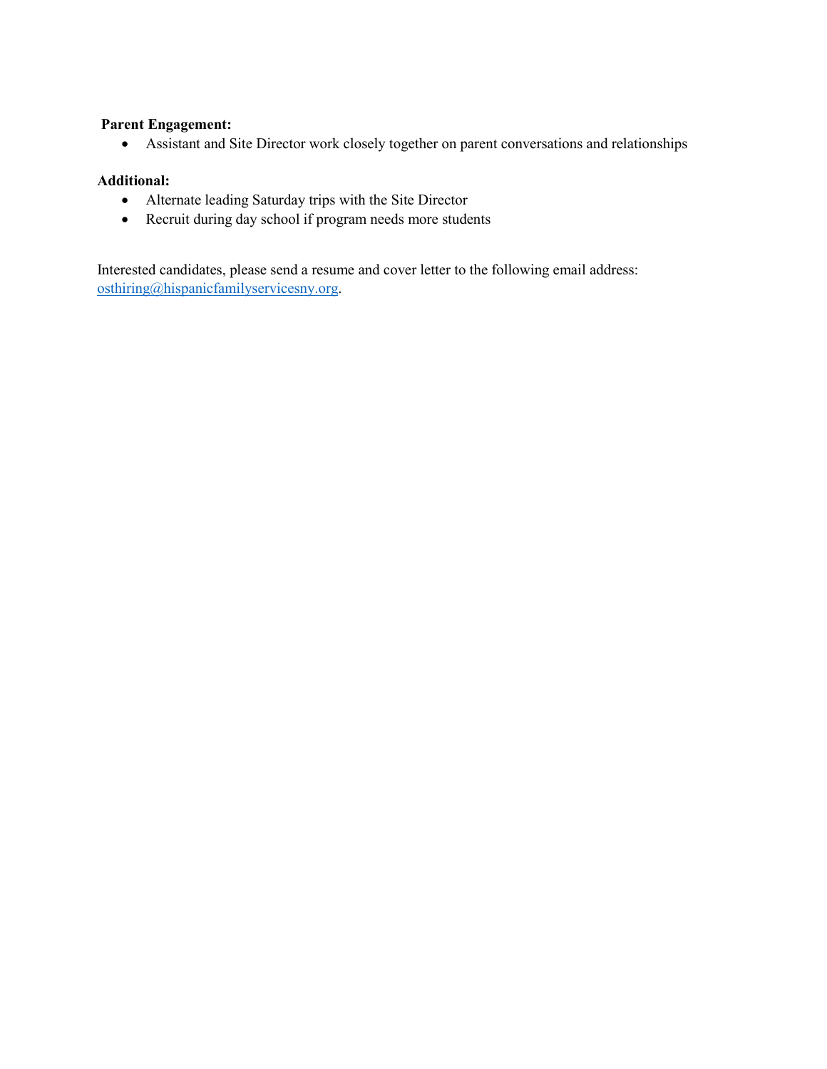**Parent Engagement:**

- Assistant and Site Director work closely together on parent conversations and relationships

**Additional:**

- Alternate leading Saturday trips with the Site Director
- Recruit during day school if program needs more students

Interested candidates, please send a resume and cover letter to the following email address: osthiring@hispanicfamilyservicesny.org.